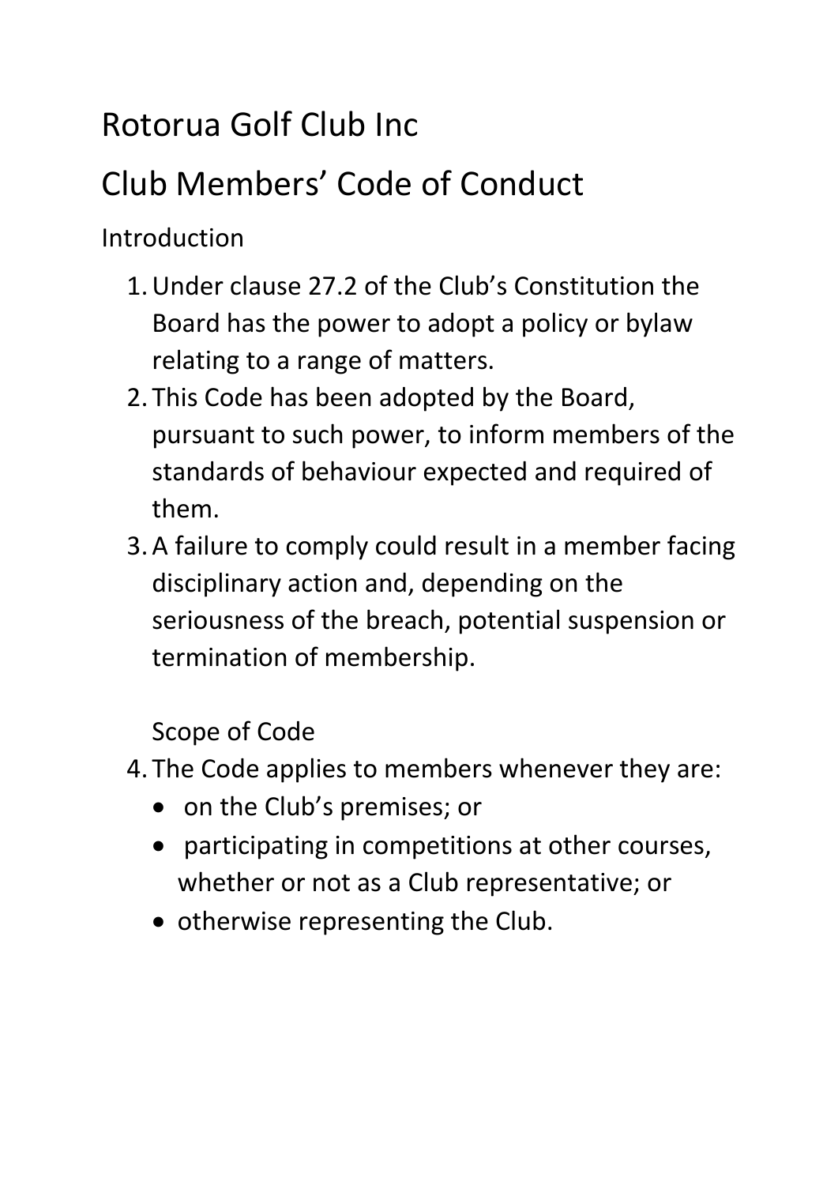# Rotorua Golf Club Inc

# Club Members' Code of Conduct

## Introduction

1. Under clause 27.2 of the Club's Constitution the Board has the power to adopt a policy or bylaw relating to a range of matters.
2. This Code has been adopted by the Board, pursuant to such power, to inform members of the standards of behaviour expected and required of them.
3. A failure to comply could result in a member facing disciplinary action and, depending on the seriousness of the breach, potential suspension or termination of membership.

## Scope of Code

4. The Code applies to members whenever they are:
   - on the Club's premises; or
   - participating in competitions at other courses, whether or not as a Club representative; or
   - otherwise representing the Club.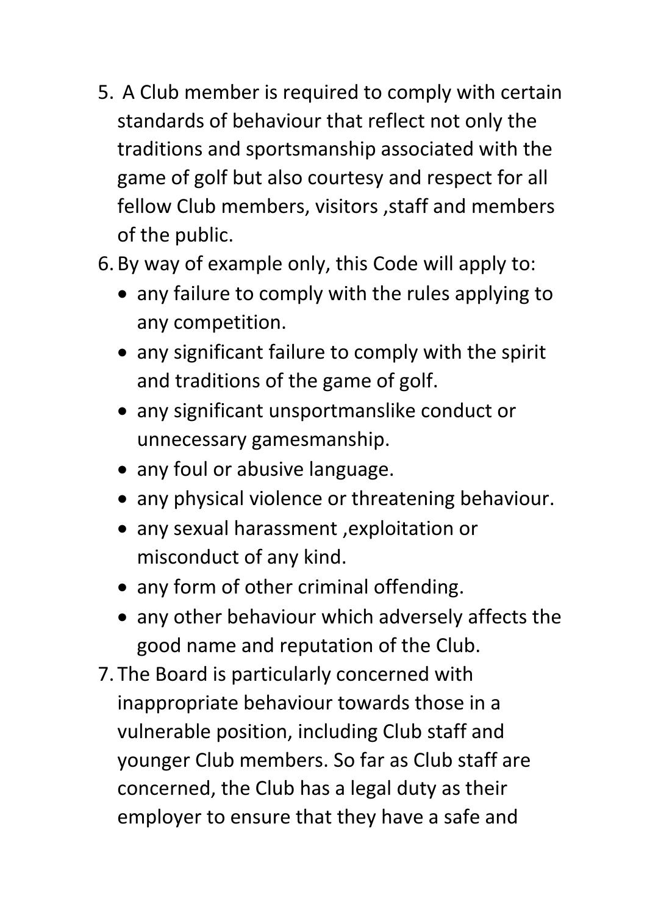5. A Club member is required to comply with certain standards of behaviour that reflect not only the traditions and sportsmanship associated with the game of golf but also courtesy and respect for all fellow Club members, visitors ,staff and members of the public.
6. By way of example only, this Code will apply to:
   - any failure to comply with the rules applying to any competition.
   - any significant failure to comply with the spirit and traditions of the game of golf.
   - any significant unsportmanslike conduct or unnecessary gamesmanship.
   - any foul or abusive language.
   - any physical violence or threatening behaviour.
   - any sexual harassment ,exploitation or misconduct of any kind.
   - any form of other criminal offending.
   - any other behaviour which adversely affects the good name and reputation of the Club.
7. The Board is particularly concerned with inappropriate behaviour towards those in a vulnerable position, including Club staff and younger Club members. So far as Club staff are concerned, the Club has a legal duty as their employer to ensure that they have a safe and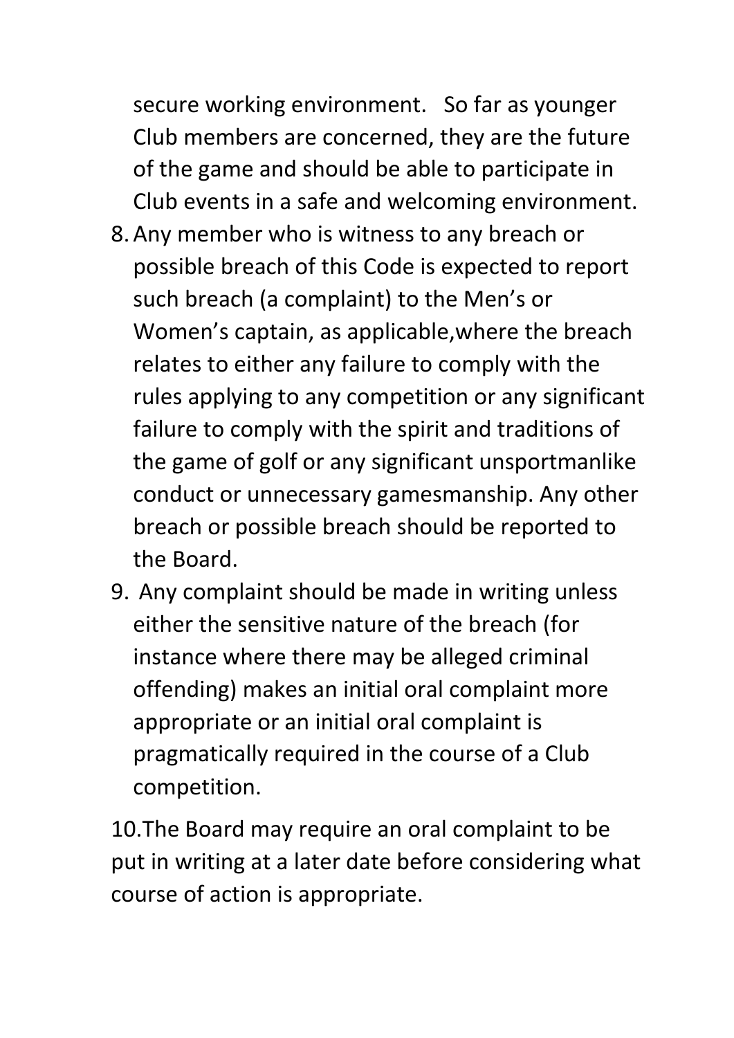secure working environment. So far as younger Club members are concerned, they are the future of the game and should be able to participate in Club events in a safe and welcoming environment.

8. Any member who is witness to any breach or possible breach of this Code is expected to report such breach (a complaint) to the Men's or Women's captain, as applicable,where the breach relates to either any failure to comply with the rules applying to any competition or any significant failure to comply with the spirit and traditions of the game of golf or any significant unsportmanlike conduct or unnecessary gamesmanship. Any other breach or possible breach should be reported to the Board.
9. Any complaint should be made in writing unless either the sensitive nature of the breach (for instance where there may be alleged criminal offending) makes an initial oral complaint more appropriate or an initial oral complaint is pragmatically required in the course of a Club competition.

10.The Board may require an oral complaint to be put in writing at a later date before considering what course of action is appropriate.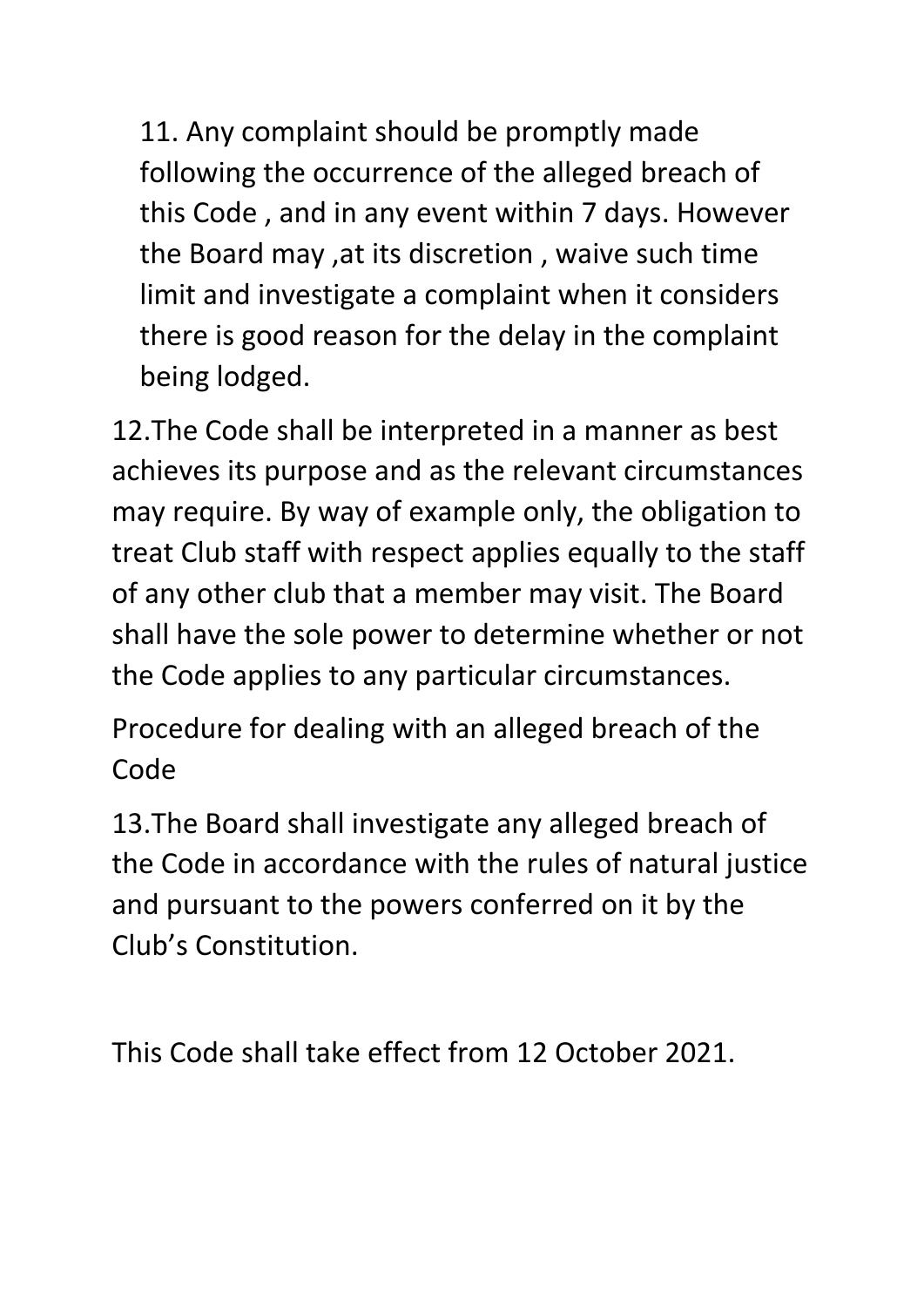11. Any complaint should be promptly made following the occurrence of the alleged breach of this Code , and in any event within 7 days. However the Board may ,at its discretion , waive such time limit and investigate a complaint when it considers there is good reason for the delay in the complaint being lodged.

12.The Code shall be interpreted in a manner as best achieves its purpose and as the relevant circumstances may require. By way of example only, the obligation to treat Club staff with respect applies equally to the staff of any other club that a member may visit. The Board shall have the sole power to determine whether or not the Code applies to any particular circumstances.

Procedure for dealing with an alleged breach of the Code

13.The Board shall investigate any alleged breach of the Code in accordance with the rules of natural justice and pursuant to the powers conferred on it by the Club's Constitution.

This Code shall take effect from 12 October 2021.